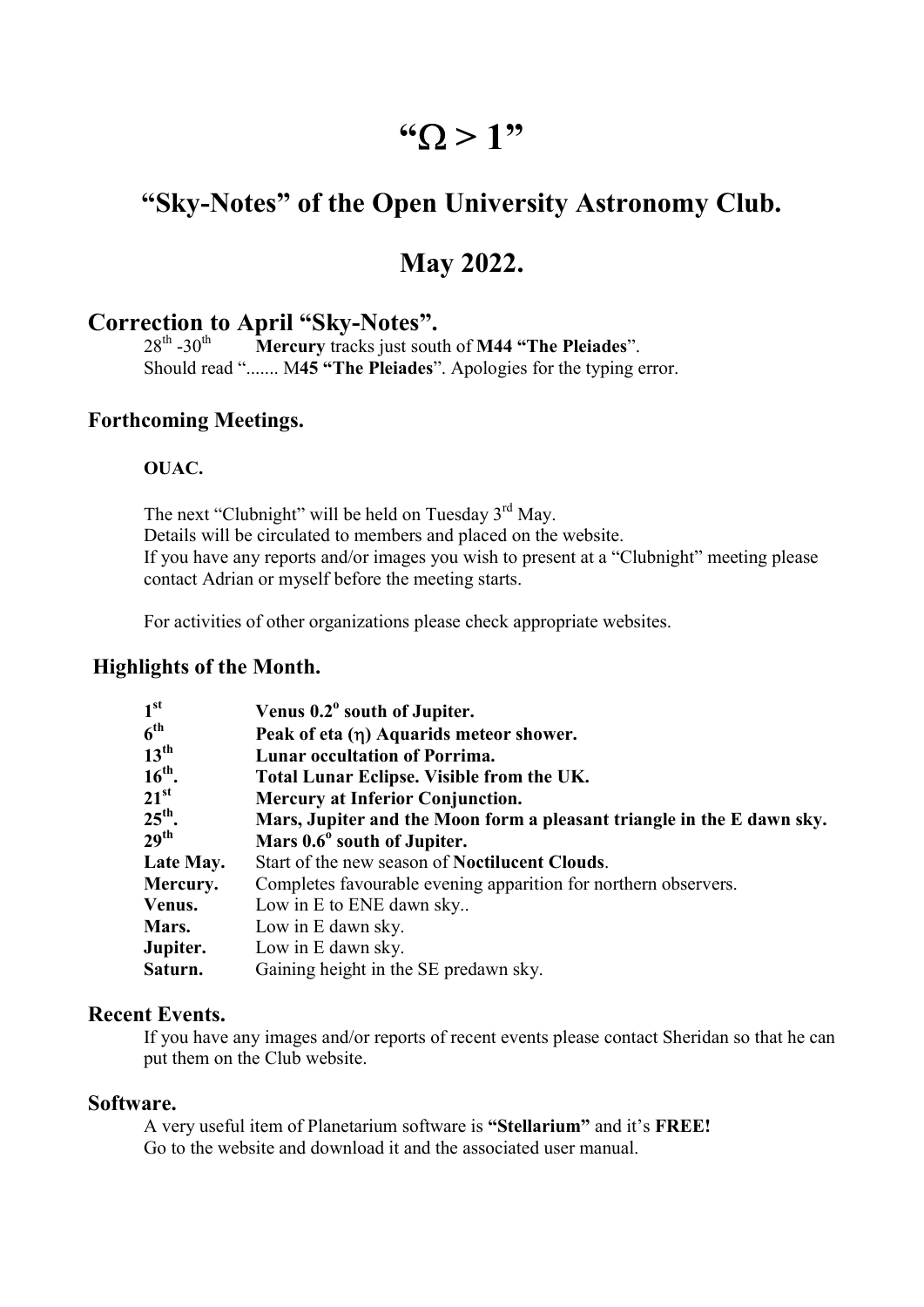# "Ω > 1"

## "Sky-Notes" of the Open University Astronomy Club.

## May 2022.

## Correction to April "Sky-Notes".

28th -30th **Mercury** tracks just south of **M44 "The Pleiades"**.

Should read "....... M**45 "The Pleiades"**. Apologies for the typing error.

### Forthcoming Meetings.

**OUAC.**

The next "Clubnight" will be held on Tuesday 3rd May.
Details will be circulated to members and placed on the website.
If you have any reports and/or images you wish to present at a "Clubnight" meeting please contact Adrian or myself before the meeting starts.

For activities of other organizations please check appropriate websites.

### Highlights of the Month.

| | |
|---|---|
| **1st** | **Venus 0.2° south of Jupiter.** |
| **6th** | **Peak of eta (η) Aquarids meteor shower.** |
| **13th** | **Lunar occultation of Porrima.** |
| **16th.** | **Total Lunar Eclipse. Visible from the UK.** |
| **21st** | **Mercury at Inferior Conjunction.** |
| **25th.** | **Mars, Jupiter and the Moon form a pleasant triangle in the E dawn sky.** |
| **29th** | **Mars 0.6° south of Jupiter.** |
| **Late May.** | Start of the new season of **Noctilucent Clouds**. |
| **Mercury.** | Completes favourable evening apparition for northern observers. |
| **Venus.** | Low in E to ENE dawn sky.. |
| **Mars.** | Low in E dawn sky. |
| **Jupiter.** | Low in E dawn sky. |
| **Saturn.** | Gaining height in the SE predawn sky. |

### Recent Events.

If you have any images and/or reports of recent events please contact Sheridan so that he can put them on the Club website.

### Software.

A very useful item of Planetarium software is **"Stellarium"** and it's **FREE!**
Go to the website and download it and the associated user manual.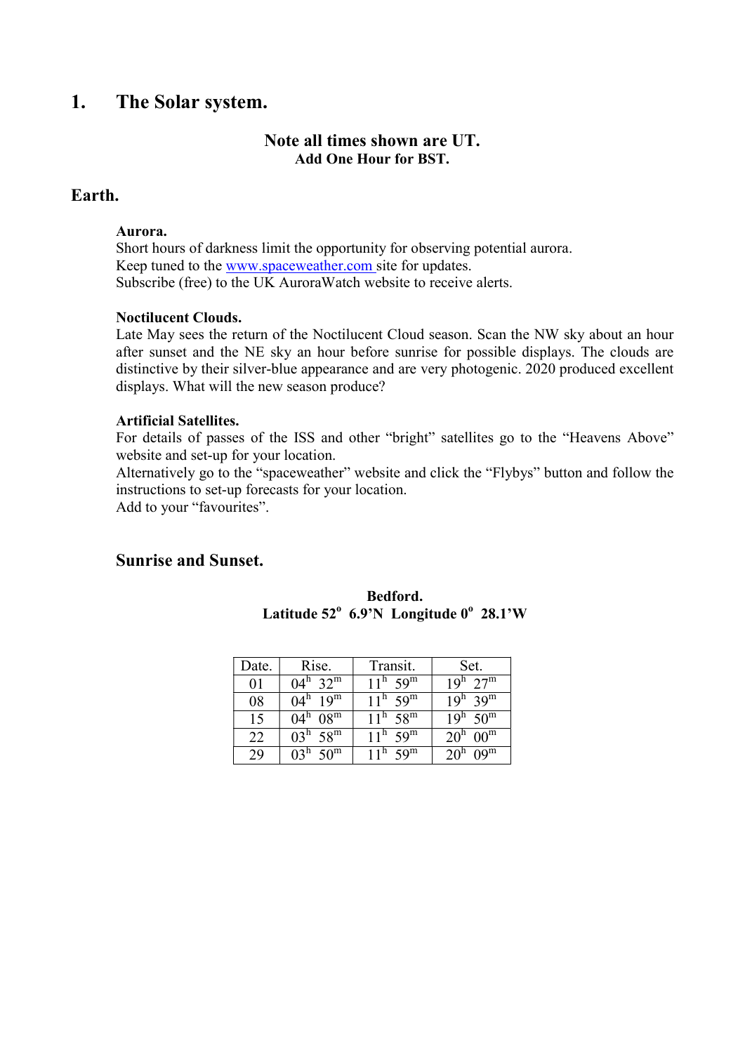# 1. The Solar system.

**Note all times shown are UT.**
**Add One Hour for BST.**

## Earth.

**Aurora.**
Short hours of darkness limit the opportunity for observing potential aurora.
Keep tuned to the www.spaceweather.com site for updates.
Subscribe (free) to the UK AuroraWatch website to receive alerts.

**Noctilucent Clouds.**
Late May sees the return of the Noctilucent Cloud season. Scan the NW sky about an hour after sunset and the NE sky an hour before sunrise for possible displays. The clouds are distinctive by their silver-blue appearance and are very photogenic. 2020 produced excellent displays. What will the new season produce?

**Artificial Satellites.**
For details of passes of the ISS and other "bright" satellites go to the "Heavens Above" website and set-up for your location.
Alternatively go to the "spaceweather" website and click the "Flybys" button and follow the instructions to set-up forecasts for your location.
Add to your "favourites".

### Sunrise and Sunset.

**Bedford.**
**Latitude 52° 6.9'N Longitude 0° 28.1'W**

| Date. | Rise. | Transit. | Set. |
|---|---|---|---|
| 01 | $04^h\ 32^m$ | $11^h\ 59^m$ | $19^h\ 27^m$ |
| 08 | $04^h\ 19^m$ | $11^h\ 59^m$ | $19^h\ 39^m$ |
| 15 | $04^h\ 08^m$ | $11^h\ 58^m$ | $19^h\ 50^m$ |
| 22 | $03^h\ 58^m$ | $11^h\ 59^m$ | $20^h\ 00^m$ |
| 29 | $03^h\ 50^m$ | $11^h\ 59^m$ | $20^h\ 09^m$ |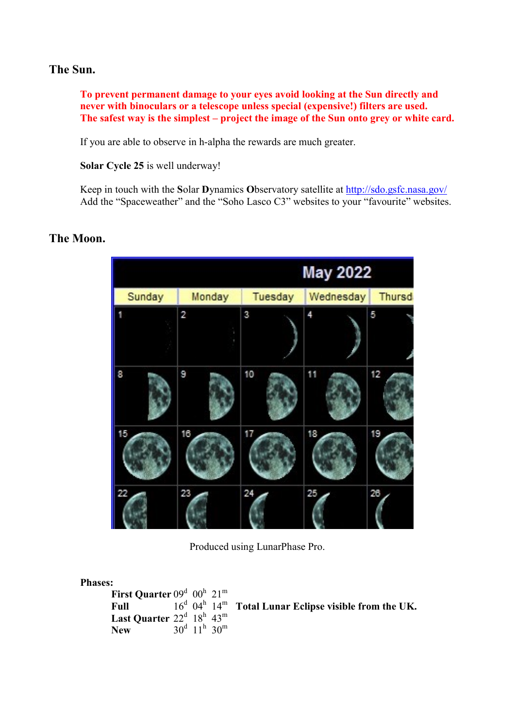## The Sun.

**To prevent permanent damage to your eyes avoid looking at the Sun directly and never with binoculars or a telescope unless special (expensive!) filters are used. The safest way is the simplest – project the image of the Sun onto grey or white card.**

If you are able to observe in h-alpha the rewards are much greater.

**Solar Cycle 25** is well underway!

Keep in touch with the **S**olar **D**ynamics **O**bservatory satellite at http://sdo.gsfc.nasa.gov/
Add the "Spaceweather" and the "Soho Lasco C3" websites to your "favourite" websites.

## The Moon.

Produced using LunarPhase Pro.

**Phases:**

| | | | | |
|---|---|---|---|---|
| **First Quarter** | $09^d$ | $00^h$ | $21^m$ | |
| **Full** | $16^d$ | $04^h$ | $14^m$ | **Total Lunar Eclipse visible from the UK.** |
| **Last Quarter** | $22^d$ | $18^h$ | $43^m$ | |
| **New** | $30^d$ | $11^h$ | $30^m$ | |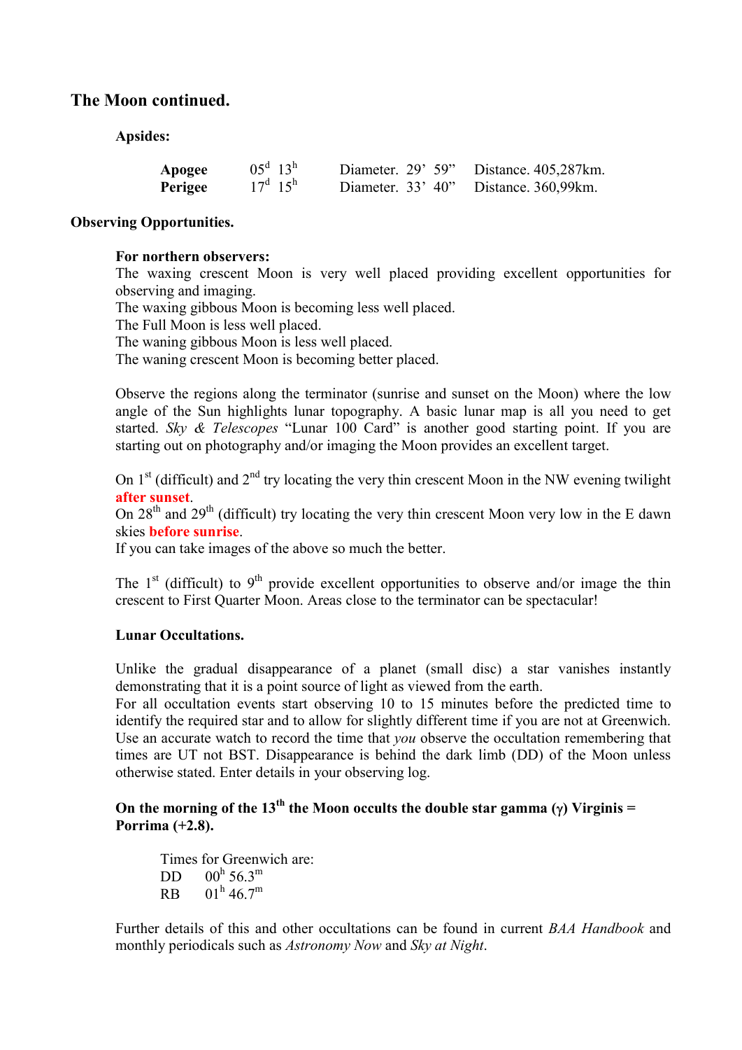## The Moon continued.

**Apsides:**

| | | | |
|---|---|---|---|
| **Apogee** | $05^d$ $13^h$ | Diameter. 29’ 59” | Distance. 405,287km. |
| **Perigee** | $17^d$ $15^h$ | Diameter. 33’ 40” | Distance. 360,99km. |

**Observing Opportunities.**

**For northern observers:**
The waxing crescent Moon is very well placed providing excellent opportunities for observing and imaging.
The waxing gibbous Moon is becoming less well placed.
The Full Moon is less well placed.
The waning gibbous Moon is less well placed.
The waning crescent Moon is becoming better placed.

Observe the regions along the terminator (sunrise and sunset on the Moon) where the low angle of the Sun highlights lunar topography. A basic lunar map is all you need to get started. *Sky & Telescopes* “Lunar 100 Card” is another good starting point. If you are starting out on photography and/or imaging the Moon provides an excellent target.

On 1st (difficult) and 2nd try locating the very thin crescent Moon in the NW evening twilight **after sunset**.
On 28th and 29th (difficult) try locating the very thin crescent Moon very low in the E dawn skies **before sunrise**.
If you can take images of the above so much the better.

The 1st (difficult) to 9th provide excellent opportunities to observe and/or image the thin crescent to First Quarter Moon. Areas close to the terminator can be spectacular!

**Lunar Occultations.**

Unlike the gradual disappearance of a planet (small disc) a star vanishes instantly demonstrating that it is a point source of light as viewed from the earth.
For all occultation events start observing 10 to 15 minutes before the predicted time to identify the required star and to allow for slightly different time if you are not at Greenwich. Use an accurate watch to record the time that *you* observe the occultation remembering that times are UT not BST. Disappearance is behind the dark limb (DD) of the Moon unless otherwise stated. Enter details in your observing log.

**On the morning of the 13th the Moon occults the double star gamma (γ) Virginis = Porrima (+2.8).**

Times for Greenwich are:
DD $00^h$ $56.3^m$
RB $01^h$ $46.7^m$

Further details of this and other occultations can be found in current *BAA Handbook* and monthly periodicals such as *Astronomy Now* and *Sky at Night*.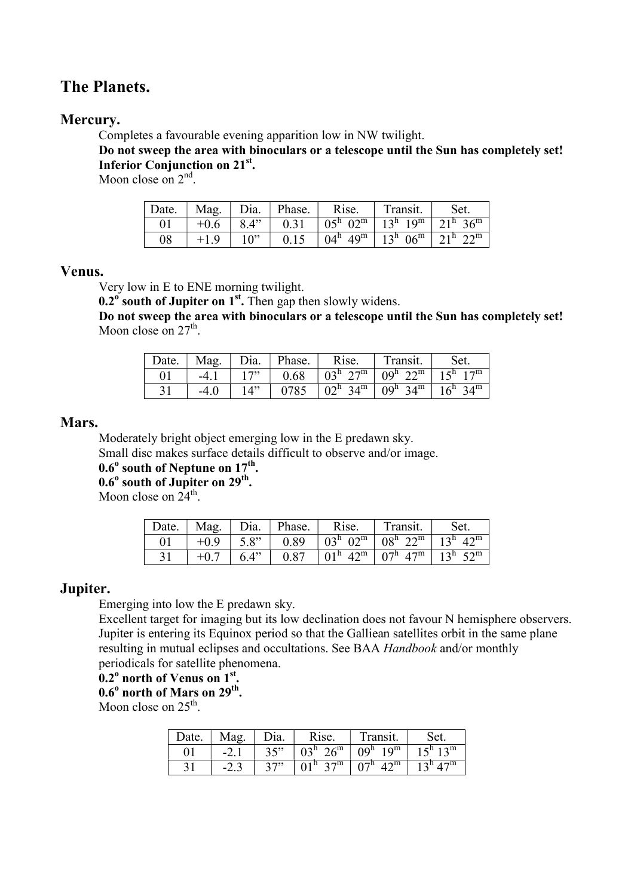# The Planets.

## Mercury.

Completes a favourable evening apparition low in NW twilight.
**Do not sweep the area with binoculars or a telescope until the Sun has completely set!**
**Inferior Conjunction on 21st.**
Moon close on 2nd.

| Date. | Mag. | Dia. | Phase. | Rise. | Transit. | Set. |
|---|---|---|---|---|---|---|
| 01 | +0.6 | 8.4” | 0.31 | $05^h\ 02^m$ | $13^h\ 19^m$ | $21^h\ 36^m$ |
| 08 | +1.9 | 10” | 0.15 | $04^h\ 49^m$ | $13^h\ 06^m$ | $21^h\ 22^m$ |

## Venus.

Very low in E to ENE morning twilight.
**0.2° south of Jupiter on 1st.** Then gap then slowly widens.
**Do not sweep the area with binoculars or a telescope until the Sun has completely set!**
Moon close on 27th.

| Date. | Mag. | Dia. | Phase. | Rise. | Transit. | Set. |
|---|---|---|---|---|---|---|
| 01 | -4.1 | 17” | 0.68 | $03^h\ 27^m$ | $09^h\ 22^m$ | $15^h\ 17^m$ |
| 31 | -4.0 | 14” | 0785 | $02^h\ 34^m$ | $09^h\ 34^m$ | $16^h\ 34^m$ |

## Mars.

Moderately bright object emerging low in the E predawn sky.
Small disc makes surface details difficult to observe and/or image.
**0.6° south of Neptune on 17th.**
**0.6° south of Jupiter on 29th.**
Moon close on 24th.

| Date. | Mag. | Dia. | Phase. | Rise. | Transit. | Set. |
|---|---|---|---|---|---|---|
| 01 | +0.9 | 5.8” | 0.89 | $03^h\ 02^m$ | $08^h\ 22^m$ | $13^h\ 42^m$ |
| 31 | +0.7 | 6.4” | 0.87 | $01^h\ 42^m$ | $07^h\ 47^m$ | $13^h\ 52^m$ |

## Jupiter.

Emerging into low the E predawn sky.
Excellent target for imaging but its low declination does not favour N hemisphere observers. Jupiter is entering its Equinox period so that the Galliean satellites orbit in the same plane resulting in mutual eclipses and occultations. See BAA *Handbook* and/or monthly periodicals for satellite phenomena.
**0.2° north of Venus on 1st.**
**0.6° north of Mars on 29th.**
Moon close on 25th.

| Date. | Mag. | Dia. | Rise. | Transit. | Set. |
|---|---|---|---|---|---|
| 01 | -2.1 | 35” | $03^h\ 26^m$ | $09^h\ 19^m$ | $15^h\ 13^m$ |
| 31 | -2.3 | 37” | $01^h\ 37^m$ | $07^h\ 42^m$ | $13^h\ 47^m$ |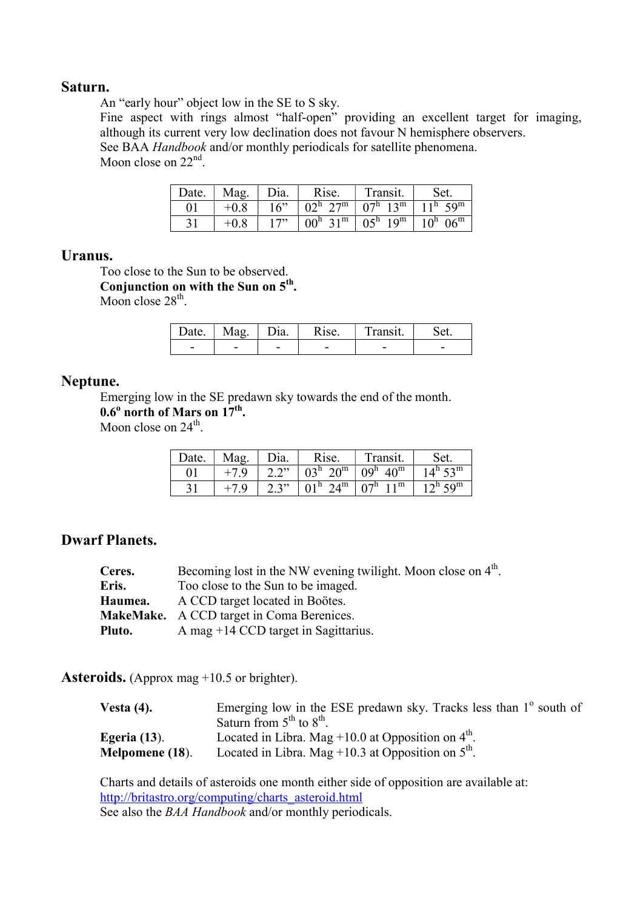## Saturn.

An "early hour" object low in the SE to S sky.
Fine aspect with rings almost "half-open" providing an excellent target for imaging, although its current very low declination does not favour N hemisphere observers.
See BAA *Handbook* and/or monthly periodicals for satellite phenomena.
Moon close on 22nd.

| Date. | Mag. | Dia. | Rise. | Transit. | Set. |
|---|---|---|---|---|---|
| 01 | +0.8 | 16" | $02^h\ 27^m$ | $07^h\ 13^m$ | $11^h\ 59^m$ |
| 31 | +0.8 | 17" | $00^h\ 31^m$ | $05^h\ 19^m$ | $10^h\ 06^m$ |

## Uranus.

Too close to the Sun to be observed.
**Conjunction on with the Sun on 5th.**
Moon close 28th.

| Date. | Mag. | Dia. | Rise. | Transit. | Set. |
|---|---|---|---|---|---|
| - | - | - | - | - | - |

## Neptune.

Emerging low in the SE predawn sky towards the end of the month.
**0.6° north of Mars on 17th.**
Moon close on 24th.

| Date. | Mag. | Dia. | Rise. | Transit. | Set. |
|---|---|---|---|---|---|
| 01 | +7.9 | 2.2" | $03^h\ 20^m$ | $09^h\ 40^m$ | $14^h\ 53^m$ |
| 31 | +7.9 | 2.3" | $01^h\ 24^m$ | $07^h\ 11^m$ | $12^h\ 59^m$ |

## Dwarf Planets.

**Ceres.** Becoming lost in the NW evening twilight. Moon close on 4th.
**Eris.** Too close to the Sun to be imaged.
**Haumea.** A CCD target located in Boötes.
**MakeMake.** A CCD target in Coma Berenices.
**Pluto.** A mag +14 CCD target in Sagittarius.

## Asteroids. (Approx mag +10.5 or brighter).

**Vesta (4).** Emerging low in the ESE predawn sky. Tracks less than 1° south of Saturn from 5th to 8th.
**Egeria (13).** Located in Libra. Mag +10.0 at Opposition on 4th.
**Melpomene (18).** Located in Libra. Mag +10.3 at Opposition on 5th.

Charts and details of asteroids one month either side of opposition are available at:
http://britastro.org/computing/charts_asteroid.html
See also the *BAA Handbook* and/or monthly periodicals.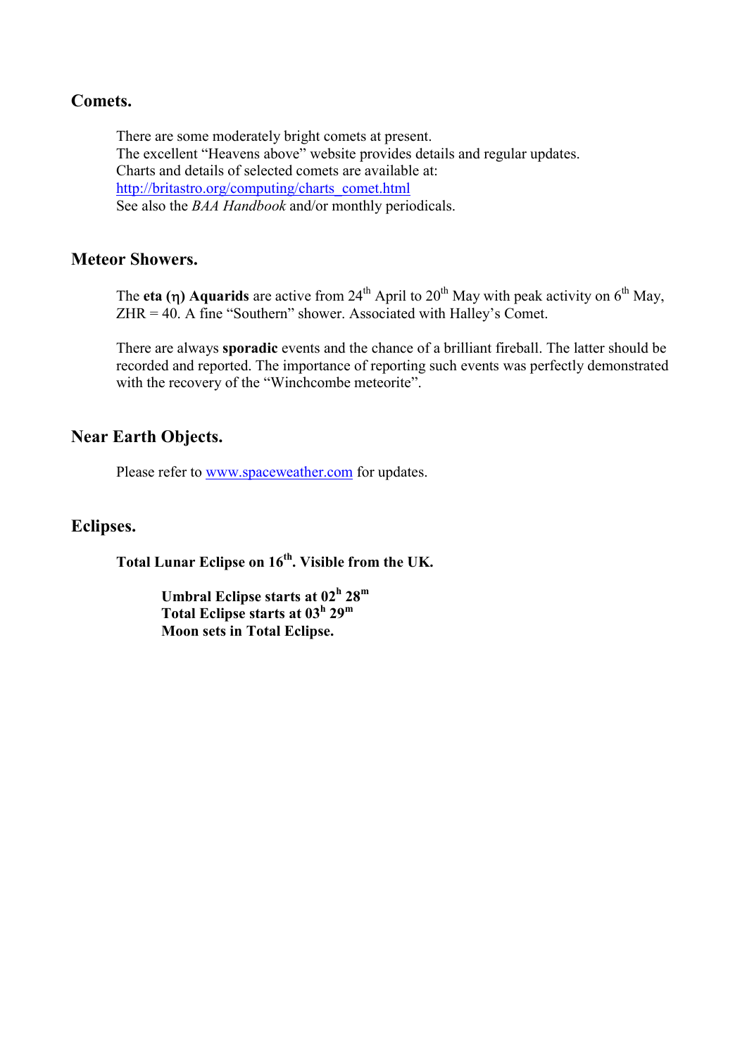## Comets.

There are some moderately bright comets at present.
The excellent "Heavens above" website provides details and regular updates.
Charts and details of selected comets are available at:
http://britastro.org/computing/charts_comet.html
See also the *BAA Handbook* and/or monthly periodicals.

## Meteor Showers.

The **eta (η) Aquarids** are active from 24th April to 20th May with peak activity on 6th May, ZHR = 40. A fine "Southern" shower. Associated with Halley's Comet.

There are always **sporadic** events and the chance of a brilliant fireball. The latter should be recorded and reported. The importance of reporting such events was perfectly demonstrated with the recovery of the "Winchcombe meteorite".

## Near Earth Objects.

Please refer to www.spaceweather.com for updates.

## Eclipses.

**Total Lunar Eclipse on 16th. Visible from the UK.**

**Umbral Eclipse starts at $02^h\ 28^m$**
**Total Eclipse starts at $03^h\ 29^m$**
**Moon sets in Total Eclipse.**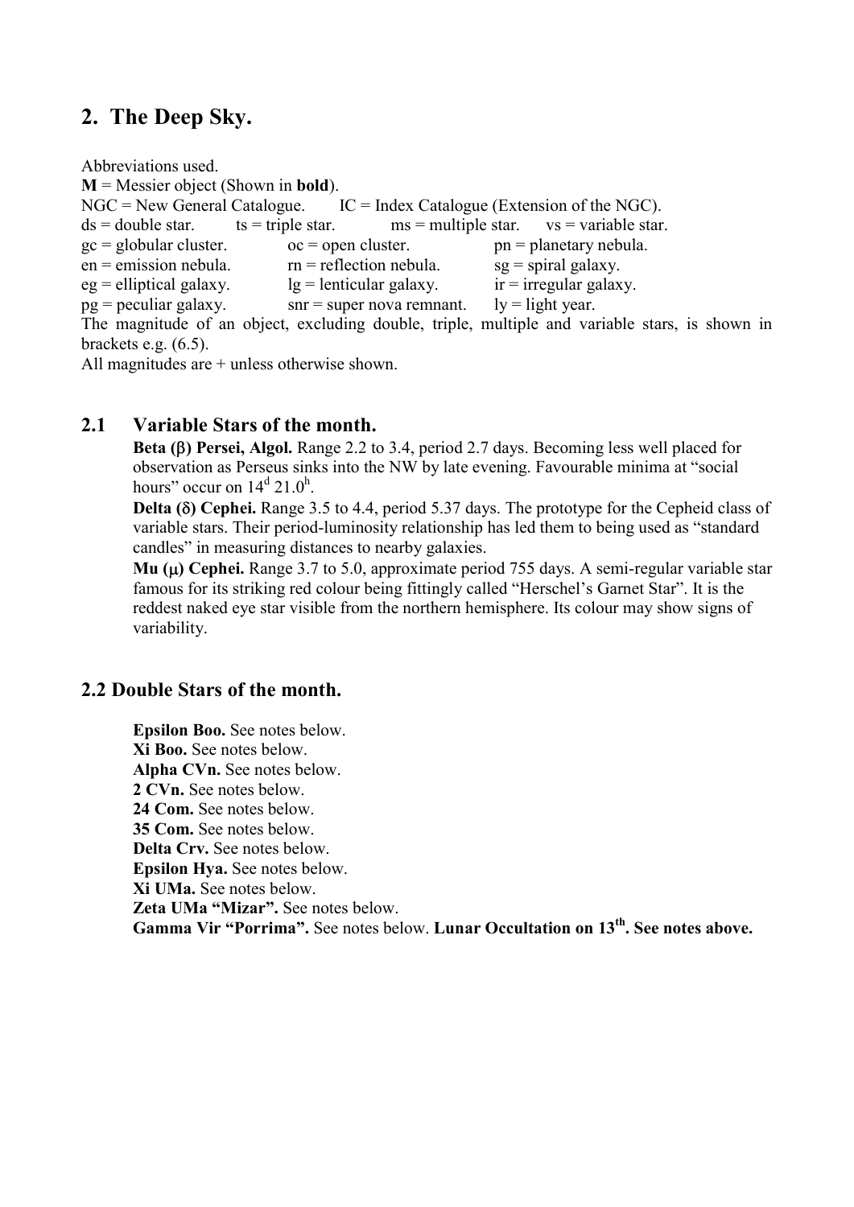## 2. The Deep Sky.

Abbreviations used.

**M** = Messier object (Shown in **bold**).
NGC = New General Catalogue. IC = Index Catalogue (Extension of the NGC).
ds = double star. ts = triple star. ms = multiple star. vs = variable star.
gc = globular cluster. oc = open cluster. pn = planetary nebula.
en = emission nebula. rn = reflection nebula. sg = spiral galaxy.
eg = elliptical galaxy. lg = lenticular galaxy. ir = irregular galaxy.
pg = peculiar galaxy. snr = super nova remnant. ly = light year.
The magnitude of an object, excluding double, triple, multiple and variable stars, is shown in brackets e.g. (6.5).
All magnitudes are + unless otherwise shown.

### 2.1 Variable Stars of the month.

**Beta (β) Persei, Algol.** Range 2.2 to 3.4, period 2.7 days. Becoming less well placed for observation as Perseus sinks into the NW by late evening. Favourable minima at "social hours" occur on $14^d\ 21.0^h$.

**Delta (δ) Cephei.** Range 3.5 to 4.4, period 5.37 days. The prototype for the Cepheid class of variable stars. Their period-luminosity relationship has led them to being used as "standard candles" in measuring distances to nearby galaxies.

**Mu (μ) Cephei.** Range 3.7 to 5.0, approximate period 755 days. A semi-regular variable star famous for its striking red colour being fittingly called "Herschel's Garnet Star". It is the reddest naked eye star visible from the northern hemisphere. Its colour may show signs of variability.

### 2.2 Double Stars of the month.

**Epsilon Boo.** See notes below.
**Xi Boo.** See notes below.
**Alpha CVn.** See notes below.
**2 CVn.** See notes below.
**24 Com.** See notes below.
**35 Com.** See notes below.
**Delta Crv.** See notes below.
**Epsilon Hya.** See notes below.
**Xi UMa.** See notes below.
**Zeta UMa "Mizar".** See notes below.
**Gamma Vir "Porrima".** See notes below. **Lunar Occultation on 13th. See notes above.**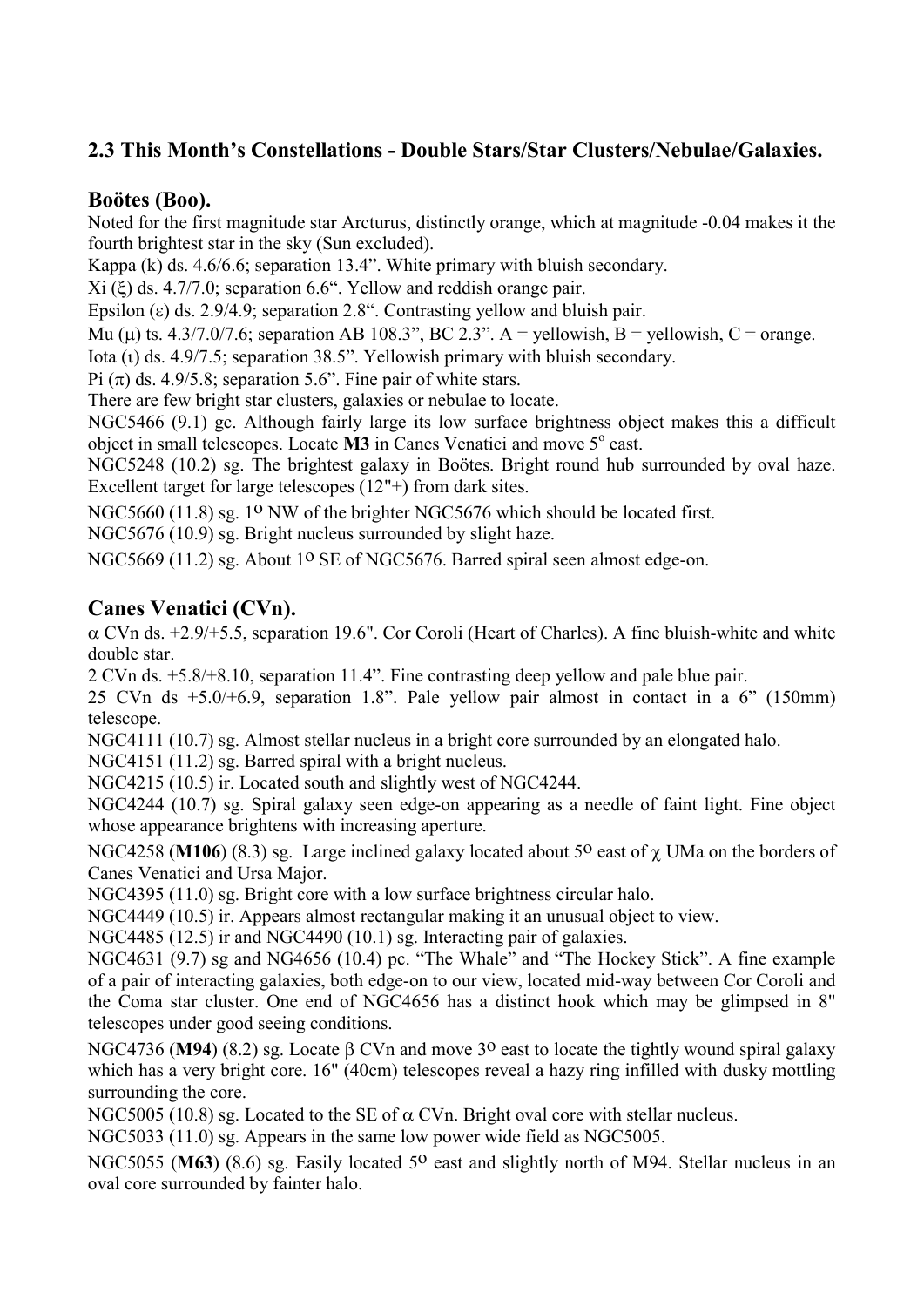## 2.3 This Month's Constellations - Double Stars/Star Clusters/Nebulae/Galaxies.

### Boötes (Boo).

Noted for the first magnitude star Arcturus, distinctly orange, which at magnitude -0.04 makes it the fourth brightest star in the sky (Sun excluded).

Kappa (k) ds. 4.6/6.6; separation 13.4". White primary with bluish secondary.

Xi (ξ) ds. 4.7/7.0; separation 6.6". Yellow and reddish orange pair.

Epsilon (ε) ds. 2.9/4.9; separation 2.8". Contrasting yellow and bluish pair.

Mu (μ) ts. 4.3/7.0/7.6; separation AB 108.3", BC 2.3". A = yellowish, B = yellowish, C = orange.

Iota (ι) ds. 4.9/7.5; separation 38.5". Yellowish primary with bluish secondary.

Pi (π) ds. 4.9/5.8; separation 5.6". Fine pair of white stars.

There are few bright star clusters, galaxies or nebulae to locate.

NGC5466 (9.1) gc. Although fairly large its low surface brightness object makes this a difficult object in small telescopes. Locate **M3** in Canes Venatici and move 5$^{o}$ east.

NGC5248 (10.2) sg. The brightest galaxy in Boötes. Bright round hub surrounded by oval haze. Excellent target for large telescopes (12"+) from dark sites.

NGC5660 (11.8) sg. 1$^{o}$ NW of the brighter NGC5676 which should be located first.

NGC5676 (10.9) sg. Bright nucleus surrounded by slight haze.

NGC5669 (11.2) sg. About 1$^{o}$ SE of NGC5676. Barred spiral seen almost edge-on.

### Canes Venatici (CVn).

α CVn ds. +2.9/+5.5, separation 19.6". Cor Coroli (Heart of Charles). A fine bluish-white and white double star.

2 CVn ds. +5.8/+8.10, separation 11.4". Fine contrasting deep yellow and pale blue pair.

25 CVn ds +5.0/+6.9, separation 1.8". Pale yellow pair almost in contact in a 6" (150mm) telescope.

NGC4111 (10.7) sg. Almost stellar nucleus in a bright core surrounded by an elongated halo.

NGC4151 (11.2) sg. Barred spiral with a bright nucleus.

NGC4215 (10.5) ir. Located south and slightly west of NGC4244.

NGC4244 (10.7) sg. Spiral galaxy seen edge-on appearing as a needle of faint light. Fine object whose appearance brightens with increasing aperture.

NGC4258 (**M106**) (8.3) sg. Large inclined galaxy located about 5$^{o}$ east of χ UMa on the borders of Canes Venatici and Ursa Major.

NGC4395 (11.0) sg. Bright core with a low surface brightness circular halo.

NGC4449 (10.5) ir. Appears almost rectangular making it an unusual object to view.

NGC4485 (12.5) ir and NGC4490 (10.1) sg. Interacting pair of galaxies.

NGC4631 (9.7) sg and NG4656 (10.4) pc. "The Whale" and "The Hockey Stick". A fine example of a pair of interacting galaxies, both edge-on to our view, located mid-way between Cor Coroli and the Coma star cluster. One end of NGC4656 has a distinct hook which may be glimpsed in 8" telescopes under good seeing conditions.

NGC4736 (**M94**) (8.2) sg. Locate β CVn and move 3$^{o}$ east to locate the tightly wound spiral galaxy which has a very bright core. 16" (40cm) telescopes reveal a hazy ring infilled with dusky mottling surrounding the core.

NGC5005 (10.8) sg. Located to the SE of α CVn. Bright oval core with stellar nucleus.

NGC5033 (11.0) sg. Appears in the same low power wide field as NGC5005.

NGC5055 (**M63**) (8.6) sg. Easily located 5$^{o}$ east and slightly north of M94. Stellar nucleus in an oval core surrounded by fainter halo.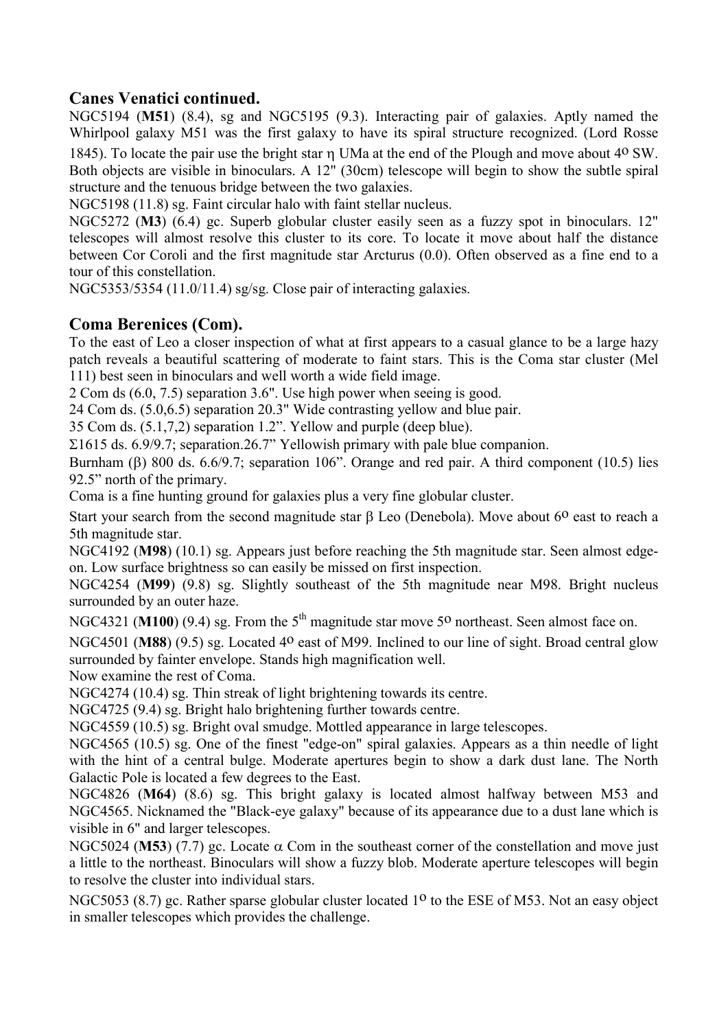## Canes Venatici continued.

NGC5194 (**M51**) (8.4), sg and NGC5195 (9.3). Interacting pair of galaxies. Aptly named the Whirlpool galaxy M51 was the first galaxy to have its spiral structure recognized. (Lord Rosse 1845). To locate the pair use the bright star η UMa at the end of the Plough and move about 4º SW. Both objects are visible in binoculars. A 12" (30cm) telescope will begin to show the subtle spiral structure and the tenuous bridge between the two galaxies.

NGC5198 (11.8) sg. Faint circular halo with faint stellar nucleus.

NGC5272 (**M3**) (6.4) gc. Superb globular cluster easily seen as a fuzzy spot in binoculars. 12" telescopes will almost resolve this cluster to its core. To locate it move about half the distance between Cor Coroli and the first magnitude star Arcturus (0.0). Often observed as a fine end to a tour of this constellation.

NGC5353/5354 (11.0/11.4) sg/sg. Close pair of interacting galaxies.

## Coma Berenices (Com).

To the east of Leo a closer inspection of what at first appears to a casual glance to be a large hazy patch reveals a beautiful scattering of moderate to faint stars. This is the Coma star cluster (Mel 111) best seen in binoculars and well worth a wide field image.

2 Com ds (6.0, 7.5) separation 3.6". Use high power when seeing is good.

24 Com ds. (5.0,6.5) separation 20.3" Wide contrasting yellow and blue pair.

35 Com ds. (5.1,7,2) separation 1.2". Yellow and purple (deep blue).

Σ1615 ds. 6.9/9.7; separation.26.7" Yellowish primary with pale blue companion.

Burnham (β) 800 ds. 6.6/9.7; separation 106". Orange and red pair. A third component (10.5) lies 92.5" north of the primary.

Coma is a fine hunting ground for galaxies plus a very fine globular cluster.

Start your search from the second magnitude star β Leo (Denebola). Move about 6º east to reach a 5th magnitude star.

NGC4192 (**M98**) (10.1) sg. Appears just before reaching the 5th magnitude star. Seen almost edge-on. Low surface brightness so can easily be missed on first inspection.

NGC4254 (**M99**) (9.8) sg. Slightly southeast of the 5th magnitude near M98. Bright nucleus surrounded by an outer haze.

NGC4321 (**M100**) (9.4) sg. From the 5th magnitude star move 5º northeast. Seen almost face on.

NGC4501 (**M88**) (9.5) sg. Located 4º east of M99. Inclined to our line of sight. Broad central glow surrounded by fainter envelope. Stands high magnification well.

Now examine the rest of Coma.

NGC4274 (10.4) sg. Thin streak of light brightening towards its centre.

NGC4725 (9.4) sg. Bright halo brightening further towards centre.

NGC4559 (10.5) sg. Bright oval smudge. Mottled appearance in large telescopes.

NGC4565 (10.5) sg. One of the finest "edge-on" spiral galaxies. Appears as a thin needle of light with the hint of a central bulge. Moderate apertures begin to show a dark dust lane. The North Galactic Pole is located a few degrees to the East.

NGC4826 (**M64**) (8.6) sg. This bright galaxy is located almost halfway between M53 and NGC4565. Nicknamed the "Black-eye galaxy" because of its appearance due to a dust lane which is visible in 6" and larger telescopes.

NGC5024 (**M53**) (7.7) gc. Locate α Com in the southeast corner of the constellation and move just a little to the northeast. Binoculars will show a fuzzy blob. Moderate aperture telescopes will begin to resolve the cluster into individual stars.

NGC5053 (8.7) gc. Rather sparse globular cluster located 1º to the ESE of M53. Not an easy object in smaller telescopes which provides the challenge.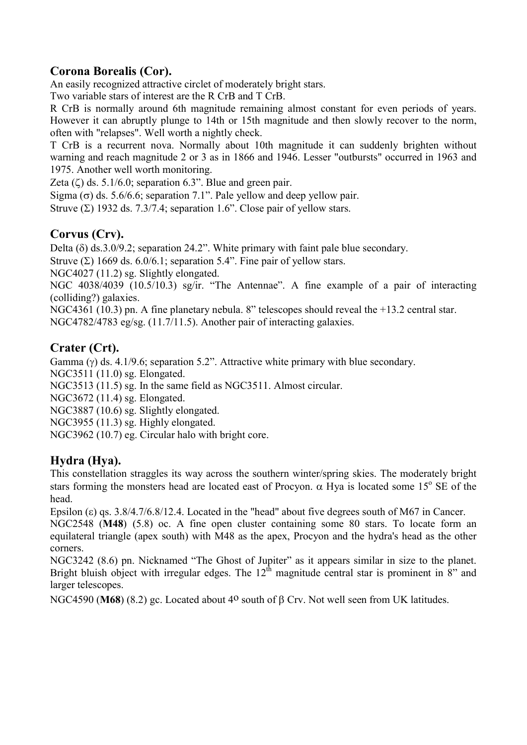## Corona Borealis (Cor).

An easily recognized attractive circlet of moderately bright stars.

Two variable stars of interest are the R CrB and T CrB.

R CrB is normally around 6th magnitude remaining almost constant for even periods of years. However it can abruptly plunge to 14th or 15th magnitude and then slowly recover to the norm, often with "relapses". Well worth a nightly check.

T CrB is a recurrent nova. Normally about 10th magnitude it can suddenly brighten without warning and reach magnitude 2 or 3 as in 1866 and 1946. Lesser "outbursts" occurred in 1963 and 1975. Another well worth monitoring.

Zeta (ζ) ds. 5.1/6.0; separation 6.3". Blue and green pair.

Sigma (σ) ds. 5.6/6.6; separation 7.1". Pale yellow and deep yellow pair.

Struve (Σ) 1932 ds. 7.3/7.4; separation 1.6". Close pair of yellow stars.

## Corvus (Crv).

Delta (δ) ds.3.0/9.2; separation 24.2". White primary with faint pale blue secondary.

Struve (Σ) 1669 ds. 6.0/6.1; separation 5.4". Fine pair of yellow stars.

NGC4027 (11.2) sg. Slightly elongated.

NGC 4038/4039 (10.5/10.3) sg/ir. "The Antennae". A fine example of a pair of interacting (colliding?) galaxies.

NGC4361 (10.3) pn. A fine planetary nebula. 8" telescopes should reveal the +13.2 central star.

NGC4782/4783 eg/sg. (11.7/11.5). Another pair of interacting galaxies.

## Crater (Crt).

Gamma (γ) ds. 4.1/9.6; separation 5.2". Attractive white primary with blue secondary.

NGC3511 (11.0) sg. Elongated.

NGC3513 (11.5) sg. In the same field as NGC3511. Almost circular.

NGC3672 (11.4) sg. Elongated.

NGC3887 (10.6) sg. Slightly elongated.

NGC3955 (11.3) sg. Highly elongated.

NGC3962 (10.7) eg. Circular halo with bright core.

## Hydra (Hya).

This constellation straggles its way across the southern winter/spring skies. The moderately bright stars forming the monsters head are located east of Procyon. α Hya is located some 15° SE of the head.

Epsilon (ε) qs. 3.8/4.7/6.8/12.4. Located in the "head" about five degrees south of M67 in Cancer.

NGC2548 (**M48**) (5.8) oc. A fine open cluster containing some 80 stars. To locate form an equilateral triangle (apex south) with M48 as the apex, Procyon and the hydra's head as the other corners.

NGC3242 (8.6) pn. Nicknamed "The Ghost of Jupiter" as it appears similar in size to the planet. Bright bluish object with irregular edges. The 12th magnitude central star is prominent in 8" and larger telescopes.

NGC4590 (**M68**) (8.2) gc. Located about 4° south of β Crv. Not well seen from UK latitudes.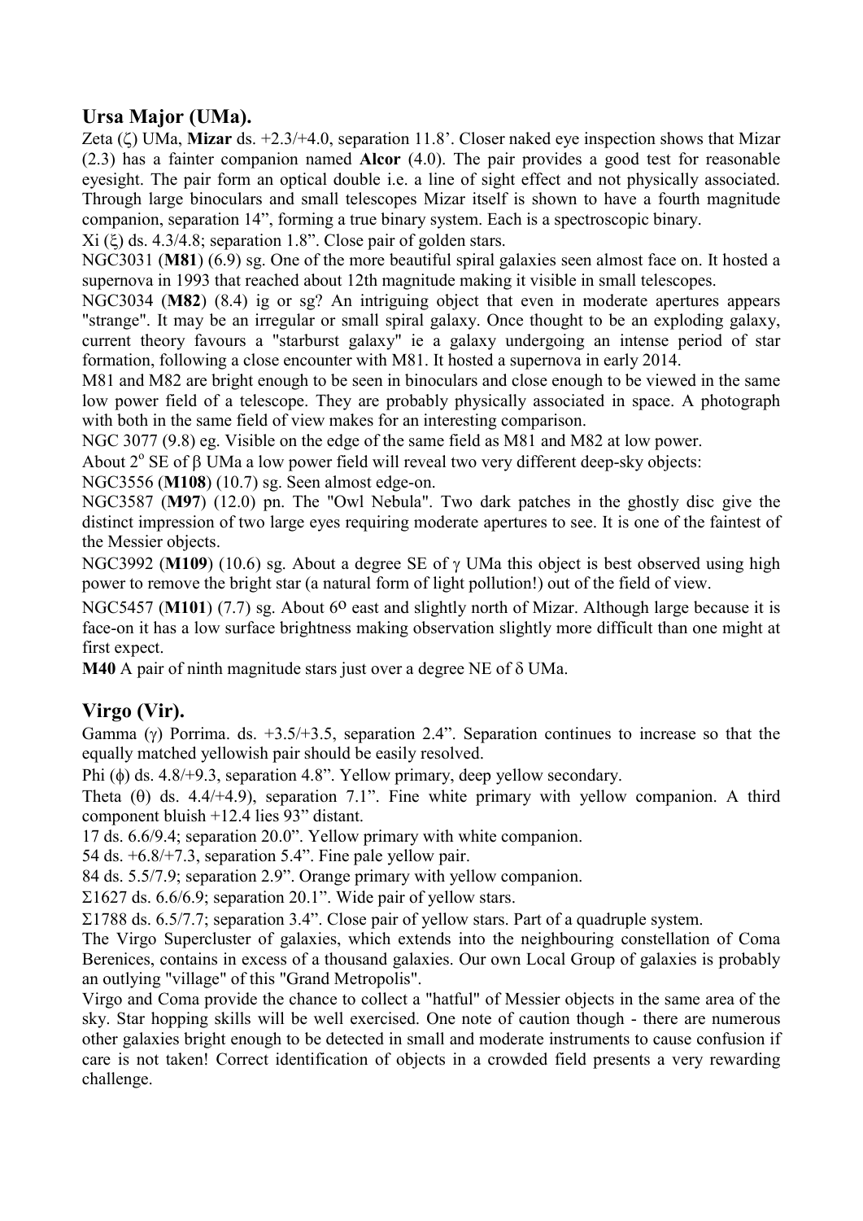## Ursa Major (UMa).

Zeta (ζ) UMa, **Mizar** ds. +2.3/+4.0, separation 11.8'. Closer naked eye inspection shows that Mizar (2.3) has a fainter companion named **Alcor** (4.0). The pair provides a good test for reasonable eyesight. The pair form an optical double i.e. a line of sight effect and not physically associated. Through large binoculars and small telescopes Mizar itself is shown to have a fourth magnitude companion, separation 14", forming a true binary system. Each is a spectroscopic binary.

Xi (ξ) ds. 4.3/4.8; separation 1.8". Close pair of golden stars.

NGC3031 (**M81**) (6.9) sg. One of the more beautiful spiral galaxies seen almost face on. It hosted a supernova in 1993 that reached about 12th magnitude making it visible in small telescopes.

NGC3034 (**M82**) (8.4) ig or sg? An intriguing object that even in moderate apertures appears "strange". It may be an irregular or small spiral galaxy. Once thought to be an exploding galaxy, current theory favours a "starburst galaxy" ie a galaxy undergoing an intense period of star formation, following a close encounter with M81. It hosted a supernova in early 2014.

M81 and M82 are bright enough to be seen in binoculars and close enough to be viewed in the same low power field of a telescope. They are probably physically associated in space. A photograph with both in the same field of view makes for an interesting comparison.

NGC 3077 (9.8) eg. Visible on the edge of the same field as M81 and M82 at low power.

About 2° SE of β UMa a low power field will reveal two very different deep-sky objects:

NGC3556 (**M108**) (10.7) sg. Seen almost edge-on.

NGC3587 (**M97**) (12.0) pn. The "Owl Nebula". Two dark patches in the ghostly disc give the distinct impression of two large eyes requiring moderate apertures to see. It is one of the faintest of the Messier objects.

NGC3992 (**M109**) (10.6) sg. About a degree SE of γ UMa this object is best observed using high power to remove the bright star (a natural form of light pollution!) out of the field of view.

NGC5457 (**M101**) (7.7) sg. About 6° east and slightly north of Mizar. Although large because it is face-on it has a low surface brightness making observation slightly more difficult than one might at first expect.

**M40** A pair of ninth magnitude stars just over a degree NE of δ UMa.

## Virgo (Vir).

Gamma (γ) Porrima. ds. +3.5/+3.5, separation 2.4". Separation continues to increase so that the equally matched yellowish pair should be easily resolved.

Phi (ϕ) ds. 4.8/+9.3, separation 4.8". Yellow primary, deep yellow secondary.

Theta (θ) ds. 4.4/+4.9), separation 7.1". Fine white primary with yellow companion. A third component bluish +12.4 lies 93" distant.

17 ds. 6.6/9.4; separation 20.0". Yellow primary with white companion.

54 ds. +6.8/+7.3, separation 5.4". Fine pale yellow pair.

84 ds. 5.5/7.9; separation 2.9". Orange primary with yellow companion.

Σ1627 ds. 6.6/6.9; separation 20.1". Wide pair of yellow stars.

Σ1788 ds. 6.5/7.7; separation 3.4". Close pair of yellow stars. Part of a quadruple system.

The Virgo Supercluster of galaxies, which extends into the neighbouring constellation of Coma Berenices, contains in excess of a thousand galaxies. Our own Local Group of galaxies is probably an outlying "village" of this "Grand Metropolis".

Virgo and Coma provide the chance to collect a "hatful" of Messier objects in the same area of the sky. Star hopping skills will be well exercised. One note of caution though - there are numerous other galaxies bright enough to be detected in small and moderate instruments to cause confusion if care is not taken! Correct identification of objects in a crowded field presents a very rewarding challenge.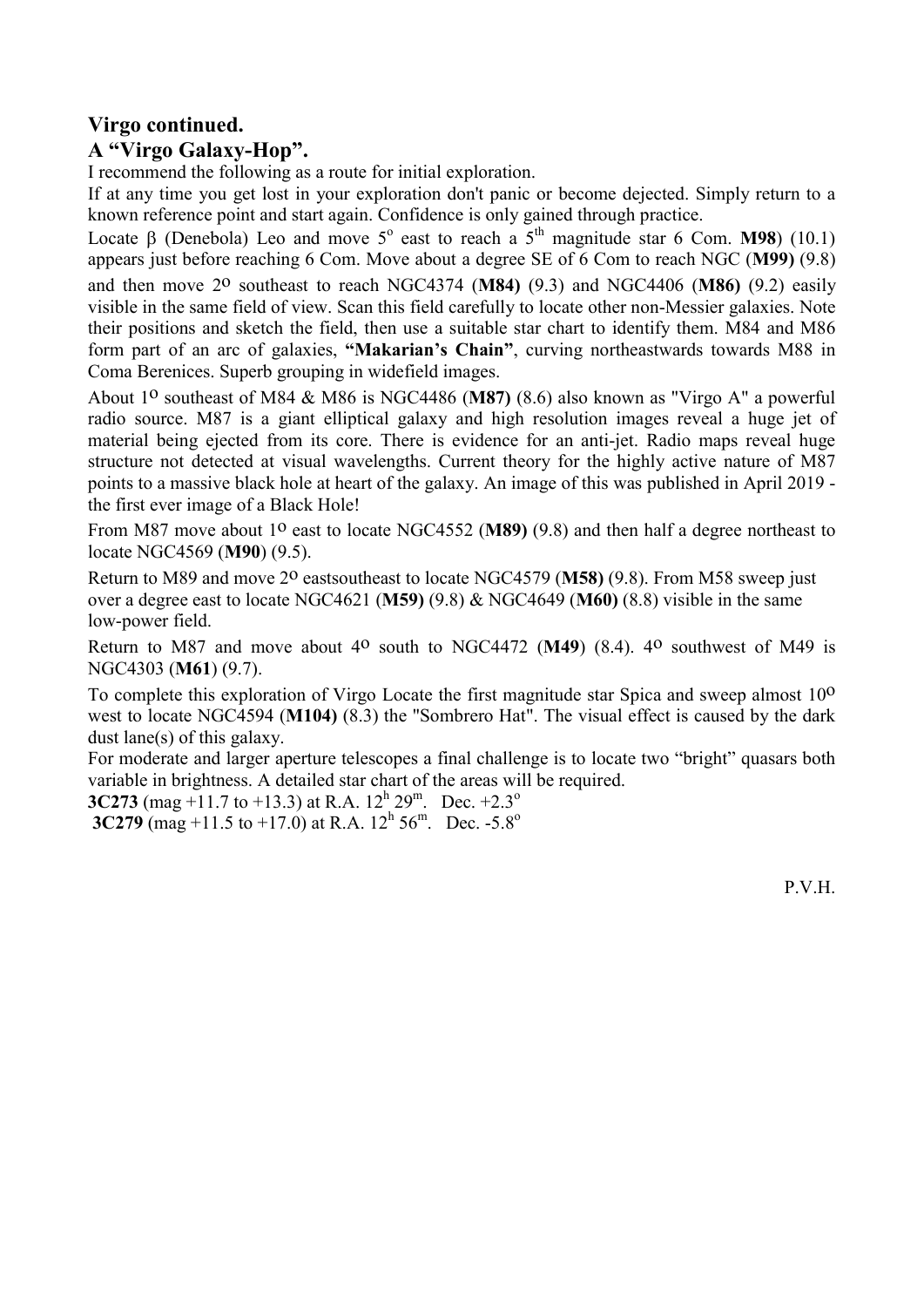## Virgo continued.

## A "Virgo Galaxy-Hop".

I recommend the following as a route for initial exploration.

If at any time you get lost in your exploration don't panic or become dejected. Simply return to a known reference point and start again. Confidence is only gained through practice.

Locate β (Denebola) Leo and move 5° east to reach a 5th magnitude star 6 Com. **M98**) (10.1) appears just before reaching 6 Com. Move about a degree SE of 6 Com to reach NGC (**M99)** (9.8) and then move 2° southeast to reach NGC4374 (**M84)** (9.3) and NGC4406 (**M86)** (9.2) easily visible in the same field of view. Scan this field carefully to locate other non-Messier galaxies. Note their positions and sketch the field, then use a suitable star chart to identify them. M84 and M86 form part of an arc of galaxies, **"Makarian's Chain"**, curving northeastwards towards M88 in Coma Berenices. Superb grouping in widefield images.

About 1° southeast of M84 & M86 is NGC4486 (**M87)** (8.6) also known as "Virgo A" a powerful radio source. M87 is a giant elliptical galaxy and high resolution images reveal a huge jet of material being ejected from its core. There is evidence for an anti-jet. Radio maps reveal huge structure not detected at visual wavelengths. Current theory for the highly active nature of M87 points to a massive black hole at heart of the galaxy. An image of this was published in April 2019 - the first ever image of a Black Hole!

From M87 move about 1° east to locate NGC4552 (**M89)** (9.8) and then half a degree northeast to locate NGC4569 (**M90**) (9.5).

Return to M89 and move 2° eastsoutheast to locate NGC4579 (**M58)** (9.8). From M58 sweep just over a degree east to locate NGC4621 (**M59)** (9.8) & NGC4649 (**M60)** (8.8) visible in the same low-power field.

Return to M87 and move about 4° south to NGC4472 (**M49**) (8.4). 4° southwest of M49 is NGC4303 (**M61**) (9.7).

To complete this exploration of Virgo Locate the first magnitude star Spica and sweep almost 10° west to locate NGC4594 (**M104)** (8.3) the "Sombrero Hat". The visual effect is caused by the dark dust lane(s) of this galaxy.

For moderate and larger aperture telescopes a final challenge is to locate two "bright" quasars both variable in brightness. A detailed star chart of the areas will be required.

**3C273** (mag +11.7 to +13.3) at R.A. $12^h\ 29^m$. Dec. +2.3°

**3C279** (mag +11.5 to +17.0) at R.A. $12^h\ 56^m$. Dec. -5.8°

P.V.H.